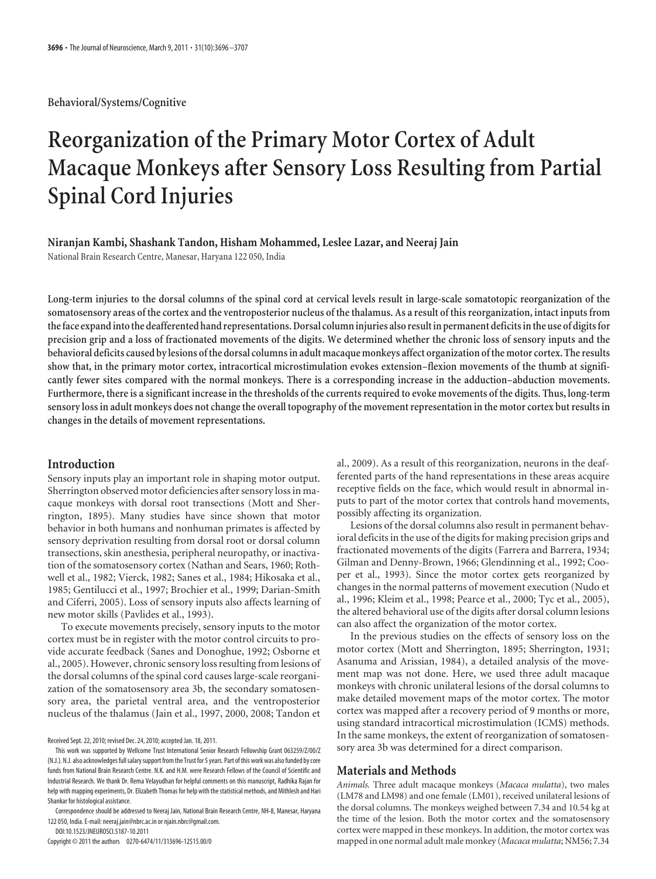Behavioral/Systems/Cognitive

# Reorganization of the Primary Motor Cortex of Adult Macaque Monkeys after Sensory Loss Resulting from Partial Spinal Cord Injuries

**Niranjan Kambi, Shashank Tandon, Hisham Mohammed, Leslee Lazar, and Neeraj Jain**

National Brain Research Centre, Manesar, Haryana 122 050, India

**Long-term injuries to the dorsal columns of the spinal cord at cervical levels result in large-scale somatotopic reorganization of the somatosensory areas of the cortex and the ventroposterior nucleus of the thalamus. As a result of this reorganization, intact inputs from the face expand into the deafferented hand representations. Dorsal column injuries also result in permanent deficits in the use of digits for precision grip and a loss of fractionated movements of the digits. We determined whether the chronic loss of sensory inputs and the behavioral deficits caused by lesions of the dorsal columns in adult macaque monkeys affect organization of the motor cortex. The results show that, in the primary motor cortex, intracortical microstimulation evokes extension–flexion movements of the thumb at significantly fewer sites compared with the normal monkeys. There is a corresponding increase in the adduction–abduction movements. Furthermore, there is a significant increase in the thresholds of the currents required to evoke movements of the digits. Thus, long-term sensory loss in adult monkeys does not change the overall topography of the movement representation in the motor cortex but results in changes in the details of movement representations.**

## Introduction

Sensory inputs play an important role in shaping motor output. Sherrington observed motor deficiencies after sensory loss in macaque monkeys with dorsal root transections (Mott and Sherrington, 1895). Many studies have since shown that motor behavior in both humans and nonhuman primates is affected by sensory deprivation resulting from dorsal root or dorsal column transections, skin anesthesia, peripheral neuropathy, or inactivation of the somatosensory cortex (Nathan and Sears, 1960; Rothwell et al., 1982; Vierck, 1982; Sanes et al., 1984; Hikosaka et al., 1985; Gentilucci et al., 1997; Brochier et al., 1999; Darian-Smith and Ciferri, 2005). Loss of sensory inputs also affects learning of new motor skills (Pavlides et al., 1993).

To execute movements precisely, sensory inputs to the motor cortex must be in register with the motor control circuits to provide accurate feedback (Sanes and Donoghue, 1992; Osborne et al., 2005). However, chronic sensory loss resulting from lesions of the dorsal columns of the spinal cord causes large-scale reorganization of the somatosensory area 3b, the secondary somatosensory area, the parietal ventral area, and the ventroposterior nucleus of the thalamus (Jain et al., 1997, 2000, 2008; Tandon et al., 2009). As a result of this reorganization, neurons in the deafferented parts of the hand representations in these areas acquire receptive fields on the face, which would result in abnormal inputs to part of the motor cortex that controls hand movements, possibly affecting its organization.

Lesions of the dorsal columns also result in permanent behavioral deficits in the use of the digits for making precision grips and fractionated movements of the digits (Farrera and Barrera, 1934; Gilman and Denny-Brown, 1966; Glendinning et al., 1992; Cooper et al., 1993). Since the motor cortex gets reorganized by changes in the normal patterns of movement execution (Nudo et al., 1996; Kleim et al., 1998; Pearce et al., 2000; Tyc et al., 2005), the altered behavioral use of the digits after dorsal column lesions can also affect the organization of the motor cortex.

In the previous studies on the effects of sensory loss on the motor cortex (Mott and Sherrington, 1895; Sherrington, 1931; Asanuma and Arissian, 1984), a detailed analysis of the movement map was not done. Here, we used three adult macaque monkeys with chronic unilateral lesions of the dorsal columns to make detailed movement maps of the motor cortex. The motor cortex was mapped after a recovery period of 9 months or more, using standard intracortical microstimulation (ICMS) methods. In the same monkeys, the extent of reorganization of somatosensory area 3b was determined for a direct comparison.

## Materials and Methods

*Animals.* Three adult macaque monkeys (*Macaca mulatta*), two males (LM78 and LM98) and one female (LM01), received unilateral lesions of the dorsal columns. The monkeys weighed between 7.34 and 10.54 kg at the time of the lesion. Both the motor cortex and the somatosensory cortex were mapped in these monkeys. In addition, the motor cortex was mapped in one normal adult male monkey (*Macaca mulatta*; NM56; 7.34

Received Sept. 22, 2010; revised Dec. 24, 2010; accepted Jan. 18, 2011.

This work was supported by Wellcome Trust International Senior Research Fellowship Grant 063259/Z/00/Z (N.J.). N.J. also acknowledges full salary support from the Trust for 5 years. Part of this work was also funded by core funds from National Brain Research Centre. N.K. and H.M. were Research Fellows of the Council of Scientific and Industrial Research. We thank Dr. Rema Velayudhan for helpful comments on this manuscript, Radhika Rajan for help with mapping experiments, Dr. Elizabeth Thomas for help with the statistical methods, and Mithlesh and Hari Shankar for histological assistance.

Correspondence should be addressed to Neeraj Jain, National Brain Research Centre, NH-8, Manesar, Haryana 122 050, India. E-mail: neeraj.jain@nbrc.ac.in or njain.nbrc@gmail.com.

DOI:10.1523/JNEUROSCI.5187-10.2011

Copyright © 2011 the authors 0270-6474/11/313696-12$15.00/0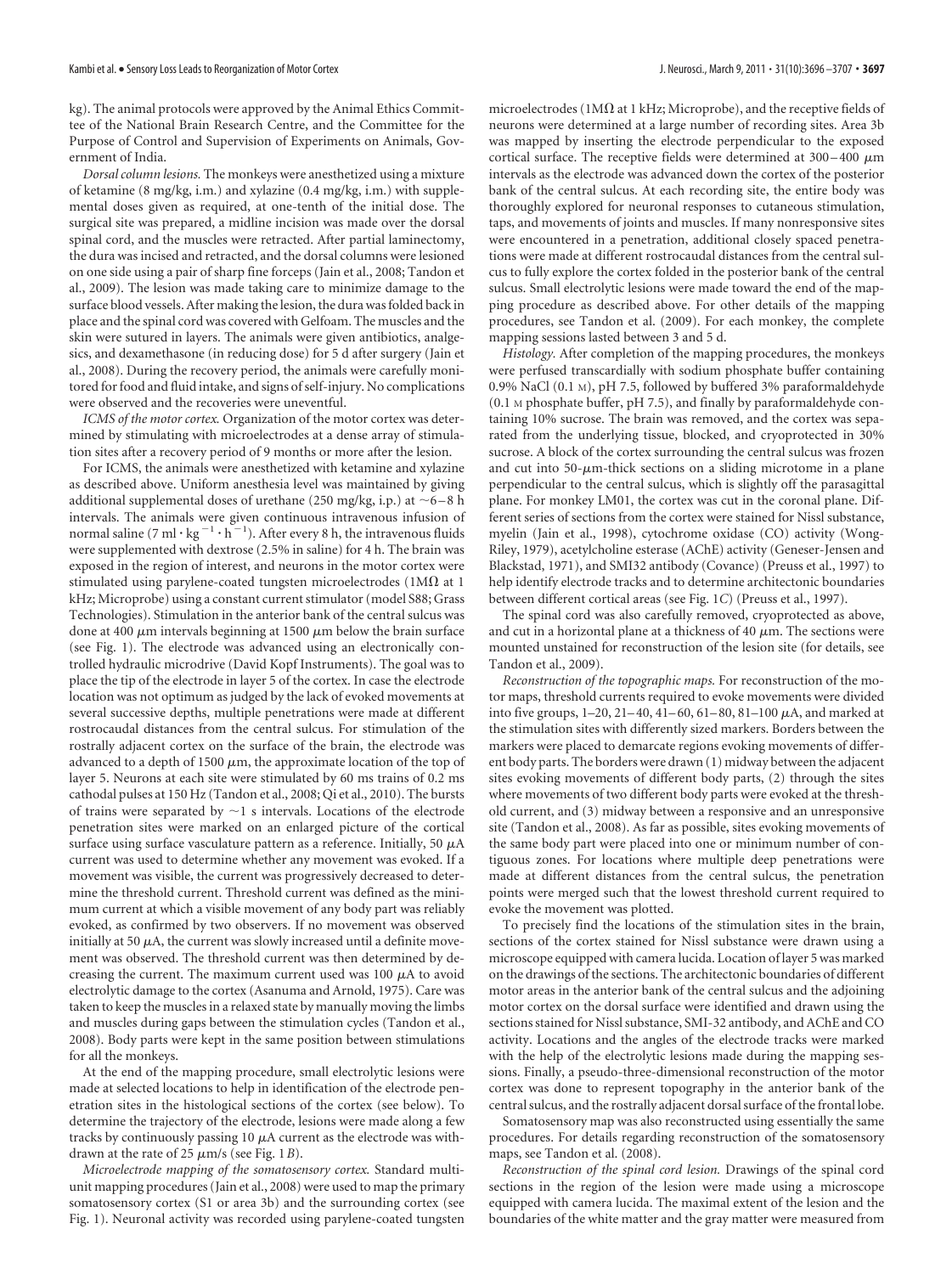kg). The animal protocols were approved by the Animal Ethics Committee of the National Brain Research Centre, and the Committee for the Purpose of Control and Supervision of Experiments on Animals, Government of India.

*Dorsal column lesions.* The monkeys were anesthetized using a mixture of ketamine (8 mg/kg, i.m.) and xylazine (0.4 mg/kg, i.m.) with supplemental doses given as required, at one-tenth of the initial dose. The surgical site was prepared, a midline incision was made over the dorsal spinal cord, and the muscles were retracted. After partial laminectomy, the dura was incised and retracted, and the dorsal columns were lesioned on one side using a pair of sharp fine forceps (Jain et al., 2008; Tandon et al., 2009). The lesion was made taking care to minimize damage to the surface blood vessels. After making the lesion, the dura was folded back in place and the spinal cord was covered with Gelfoam. The muscles and the skin were sutured in layers. The animals were given antibiotics, analgesics, and dexamethasone (in reducing dose) for 5 d after surgery (Jain et al., 2008). During the recovery period, the animals were carefully monitored for food and fluid intake, and signs of self-injury. No complications were observed and the recoveries were uneventful.

*ICMS of the motor cortex.* Organization of the motor cortex was determined by stimulating with microelectrodes at a dense array of stimulation sites after a recovery period of 9 months or more after the lesion.

For ICMS, the animals were anesthetized with ketamine and xylazine as described above. Uniform anesthesia level was maintained by giving additional supplemental doses of urethane (250 mg/kg, i.p.) at ~6–8 h intervals. The animals were given continuous intravenous infusion of normal saline (7 ml $\cdot$ kg$^{-1}$ $\cdot$ h$^{-1}$). After every 8 h, the intravenous fluids were supplemented with dextrose (2.5% in saline) for 4 h. The brain was exposed in the region of interest, and neurons in the motor cortex were stimulated using parylene-coated tungsten microelectrodes (1M$\Omega$ at 1 kHz; Microprobe) using a constant current stimulator (model S88; Grass Technologies). Stimulation in the anterior bank of the central sulcus was done at 400 $\mu$m intervals beginning at 1500 $\mu$m below the brain surface (see Fig. 1). The electrode was advanced using an electronically controlled hydraulic microdrive (David Kopf Instruments). The goal was to place the tip of the electrode in layer 5 of the cortex. In case the electrode location was not optimum as judged by the lack of evoked movements at several successive depths, multiple penetrations were made at different rostrocaudal distances from the central sulcus. For stimulation of the rostrally adjacent cortex on the surface of the brain, the electrode was advanced to a depth of 1500 $\mu$m, the approximate location of the top of layer 5. Neurons at each site were stimulated by 60 ms trains of 0.2 ms cathodal pulses at 150 Hz (Tandon et al., 2008; Qi et al., 2010). The bursts of trains were separated by ~1 s intervals. Locations of the electrode penetration sites were marked on an enlarged picture of the cortical surface using surface vasculature pattern as a reference. Initially, 50 $\mu$A current was used to determine whether any movement was evoked. If a movement was visible, the current was progressively decreased to determine the threshold current. Threshold current was defined as the minimum current at which a visible movement of any body part was reliably evoked, as confirmed by two observers. If no movement was observed initially at 50 $\mu$A, the current was slowly increased until a definite movement was observed. The threshold current was then determined by decreasing the current. The maximum current used was 100 $\mu$A to avoid electrolytic damage to the cortex (Asanuma and Arnold, 1975). Care was taken to keep the muscles in a relaxed state by manually moving the limbs and muscles during gaps between the stimulation cycles (Tandon et al., 2008). Body parts were kept in the same position between stimulations for all the monkeys.

At the end of the mapping procedure, small electrolytic lesions were made at selected locations to help in identification of the electrode penetration sites in the histological sections of the cortex (see below). To determine the trajectory of the electrode, lesions were made along a few tracks by continuously passing 10 $\mu$A current as the electrode was withdrawn at the rate of 25 $\mu$m/s (see Fig. 1*B*).

*Microelectrode mapping of the somatosensory cortex.* Standard multiunit mapping procedures (Jain et al., 2008) were used to map the primary somatosensory cortex (S1 or area 3b) and the surrounding cortex (see Fig. 1). Neuronal activity was recorded using parylene-coated tungsten microelectrodes (1M$\Omega$ at 1 kHz; Microprobe), and the receptive fields of neurons were determined at a large number of recording sites. Area 3b was mapped by inserting the electrode perpendicular to the exposed cortical surface. The receptive fields were determined at 300–400 $\mu$m intervals as the electrode was advanced down the cortex of the posterior bank of the central sulcus. At each recording site, the entire body was thoroughly explored for neuronal responses to cutaneous stimulation, taps, and movements of joints and muscles. If many nonresponsive sites were encountered in a penetration, additional closely spaced penetrations were made at different rostrocaudal distances from the central sulcus to fully explore the cortex folded in the posterior bank of the central sulcus. Small electrolytic lesions were made toward the end of the mapping procedure as described above. For other details of the mapping procedures, see Tandon et al. (2009). For each monkey, the complete mapping sessions lasted between 3 and 5 d.

*Histology.* After completion of the mapping procedures, the monkeys were perfused transcardially with sodium phosphate buffer containing 0.9% NaCl (0.1 M), pH 7.5, followed by buffered 3% paraformaldehyde (0.1 M phosphate buffer, pH 7.5), and finally by paraformaldehyde containing 10% sucrose. The brain was removed, and the cortex was separated from the underlying tissue, blocked, and cryoprotected in 30% sucrose. A block of the cortex surrounding the central sulcus was frozen and cut into 50-$\mu$m-thick sections on a sliding microtome in a plane perpendicular to the central sulcus, which is slightly off the parasagittal plane. For monkey LM01, the cortex was cut in the coronal plane. Different series of sections from the cortex were stained for Nissl substance, myelin (Jain et al., 1998), cytochrome oxidase (CO) activity (Wong-Riley, 1979), acetylcholine esterase (AChE) activity (Geneser-Jensen and Blackstad, 1971), and SMI32 antibody (Covance) (Preuss et al., 1997) to help identify electrode tracks and to determine architectonic boundaries between different cortical areas (see Fig. 1*C*) (Preuss et al., 1997).

The spinal cord was also carefully removed, cryoprotected as above, and cut in a horizontal plane at a thickness of 40 $\mu$m. The sections were mounted unstained for reconstruction of the lesion site (for details, see Tandon et al., 2009).

*Reconstruction of the topographic maps.* For reconstruction of the motor maps, threshold currents required to evoke movements were divided into five groups, 1–20, 21–40, 41–60, 61–80, 81–100 $\mu$A, and marked at the stimulation sites with differently sized markers. Borders between the markers were placed to demarcate regions evoking movements of different body parts. The borders were drawn (1) midway between the adjacent sites evoking movements of two different body parts, (2) through the sites where movements of two different body parts were evoked at the threshold current, and (3) midway between a responsive and an unresponsive site (Tandon et al., 2008). As far as possible, sites evoking movements of the same body part were placed into one or minimum number of contiguous zones. For locations where multiple deep penetrations were made at different distances from the central sulcus, the penetration points were merged such that the lowest threshold current required to evoke the movement was plotted.

To precisely find the locations of the stimulation sites in the brain, sections of the cortex stained for Nissl substance were drawn using a microscope equipped with camera lucida. Location of layer 5 was marked on the drawings of the sections. The architectonic boundaries of different motor areas in the anterior bank of the central sulcus and the adjoining motor cortex on the dorsal surface were identified and drawn using the sections stained for Nissl substance, SMI-32 antibody, and AChE and CO activity. Locations and the angles of the electrode tracks were marked with the help of the electrolytic lesions made during the mapping sessions. Finally, a pseudo-three-dimensional reconstruction of the motor cortex was done to represent topography in the anterior bank of the central sulcus, and the rostrally adjacent dorsal surface of the frontal lobe.

Somatosensory map was also reconstructed using essentially the same procedures. For details regarding reconstruction of the somatosensory maps, see Tandon et al. (2008).

*Reconstruction of the spinal cord lesion.* Drawings of the spinal cord sections in the region of the lesion were made using a microscope equipped with camera lucida. The maximal extent of the lesion and the boundaries of the white matter and the gray matter were measured from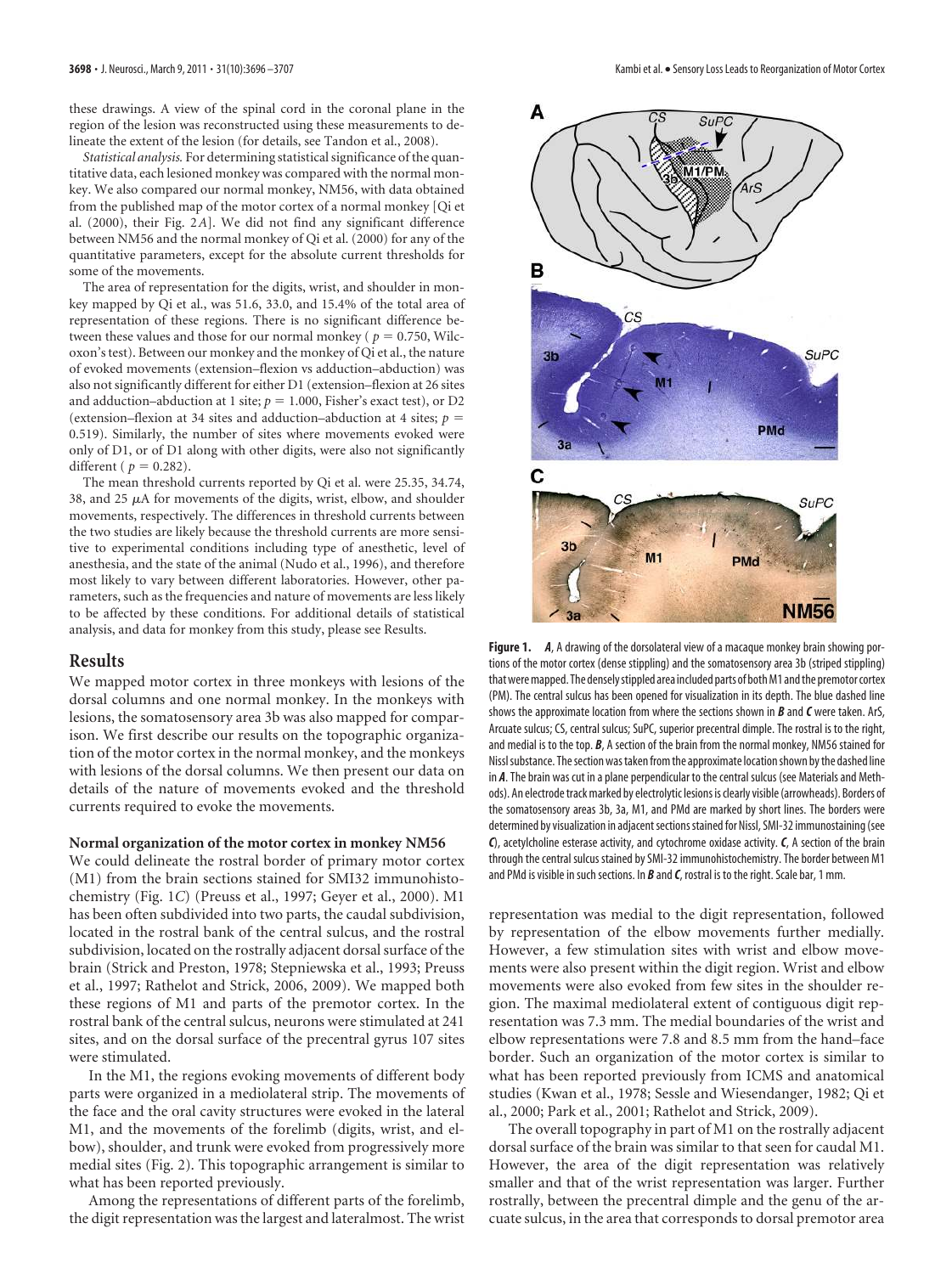these drawings. A view of the spinal cord in the coronal plane in the region of the lesion was reconstructed using these measurements to delineate the extent of the lesion (for details, see Tandon et al., 2008).

*Statistical analysis.* For determining statistical significance of the quantitative data, each lesioned monkey was compared with the normal monkey. We also compared our normal monkey, NM56, with data obtained from the published map of the motor cortex of a normal monkey [Qi et al. (2000), their Fig. 2*A*]. We did not find any significant difference between NM56 and the normal monkey of Qi et al. (2000) for any of the quantitative parameters, except for the absolute current thresholds for some of the movements.

The area of representation for the digits, wrist, and shoulder in monkey mapped by Qi et al., was 51.6, 33.0, and 15.4% of the total area of representation of these regions. There is no significant difference between these values and those for our normal monkey ($p = 0.750$, Wilcoxon's test). Between our monkey and the monkey of Qi et al., the nature of evoked movements (extension–flexion vs adduction–abduction) was also not significantly different for either D1 (extension–flexion at 26 sites and adduction–abduction at 1 site; $p = 1.000$, Fisher's exact test), or D2 (extension–flexion at 34 sites and adduction–abduction at 4 sites; $p = 0.519$). Similarly, the number of sites where movements evoked were only of D1, or of D1 along with other digits, were also not significantly different ($p = 0.282$).

The mean threshold currents reported by Qi et al. were 25.35, 34.74, 38, and 25 $\mu$A for movements of the digits, wrist, elbow, and shoulder movements, respectively. The differences in threshold currents between the two studies are likely because the threshold currents are more sensitive to experimental conditions including type of anesthetic, level of anesthesia, and the state of the animal (Nudo et al., 1996), and therefore most likely to vary between different laboratories. However, other parameters, such as the frequencies and nature of movements are less likely to be affected by these conditions. For additional details of statistical analysis, and data for monkey from this study, please see Results.

## Results

We mapped motor cortex in three monkeys with lesions of the dorsal columns and one normal monkey. In the monkeys with lesions, the somatosensory area 3b was also mapped for comparison. We first describe our results on the topographic organization of the motor cortex in the normal monkey, and the monkeys with lesions of the dorsal columns. We then present our data on details of the nature of movements evoked and the threshold currents required to evoke the movements.

### Normal organization of the motor cortex in monkey NM56

We could delineate the rostral border of primary motor cortex (M1) from the brain sections stained for SMI32 immunohistochemistry (Fig. 1*C*) (Preuss et al., 1997; Geyer et al., 2000). M1 has been often subdivided into two parts, the caudal subdivision, located in the rostral bank of the central sulcus, and the rostral subdivision, located on the rostrally adjacent dorsal surface of the brain (Strick and Preston, 1978; Stepniewska et al., 1993; Preuss et al., 1997; Rathelot and Strick, 2006, 2009). We mapped both these regions of M1 and parts of the premotor cortex. In the rostral bank of the central sulcus, neurons were stimulated at 241 sites, and on the dorsal surface of the precentral gyrus 107 sites were stimulated.

In the M1, the regions evoking movements of different body parts were organized in a mediolateral strip. The movements of the face and the oral cavity structures were evoked in the lateral M1, and the movements of the forelimb (digits, wrist, and elbow), shoulder, and trunk were evoked from progressively more medial sites (Fig. 2). This topographic arrangement is similar to what has been reported previously.

Among the representations of different parts of the forelimb, the digit representation was the largest and lateralmost. The wrist representation was medial to the digit representation, followed by representation of the elbow movements further medially. However, a few stimulation sites with wrist and elbow movements were also present within the digit region. Wrist and elbow movements were also evoked from few sites in the shoulder region. The maximal mediolateral extent of contiguous digit representation was 7.3 mm. The medial boundaries of the wrist and elbow representations were 7.8 and 8.5 mm from the hand–face border. Such an organization of the motor cortex is similar to what has been reported previously from ICMS and anatomical studies (Kwan et al., 1978; Sessle and Wiesendanger, 1982; Qi et al., 2000; Park et al., 2001; Rathelot and Strick, 2009).

The overall topography in part of M1 on the rostrally adjacent dorsal surface of the brain was similar to that seen for caudal M1. However, the area of the digit representation was relatively smaller and that of the wrist representation was larger. Further rostrally, between the precentral dimple and the genu of the arcuate sulcus, in the area that corresponds to dorsal premotor area

**Figure 1.** ***A***, A drawing of the dorsolateral view of a macaque monkey brain showing portions of the motor cortex (dense stippling) and the somatosensory area 3b (striped stippling) that were mapped. The densely stippled area included parts of both M1 and the premotor cortex (PM). The central sulcus has been opened for visualization in its depth. The blue dashed line shows the approximate location from where the sections shown in ***B*** and ***C*** were taken. ArS, Arcuate sulcus; CS, central sulcus; SuPC, superior precentral dimple. The rostral is to the right, and medial is to the top. ***B***, A section of the brain from the normal monkey, NM56 stained for Nissl substance. The section was taken from the approximate location shown by the dashed line in ***A***. The brain was cut in a plane perpendicular to the central sulcus (see Materials and Methods). An electrode track marked by electrolytic lesions is clearly visible (arrowheads). Borders of the somatosensory areas 3b, 3a, M1, and PMd are marked by short lines. The borders were determined by visualization in adjacent sections stained for Nissl, SMI-32 immunostaining (see ***C***), acetylcholine esterase activity, and cytochrome oxidase activity. ***C***, A section of the brain through the central sulcus stained by SMI-32 immunohistochemistry. The border between M1 and PMd is visible in such sections. In ***B*** and ***C***, rostral is to the right. Scale bar, 1 mm.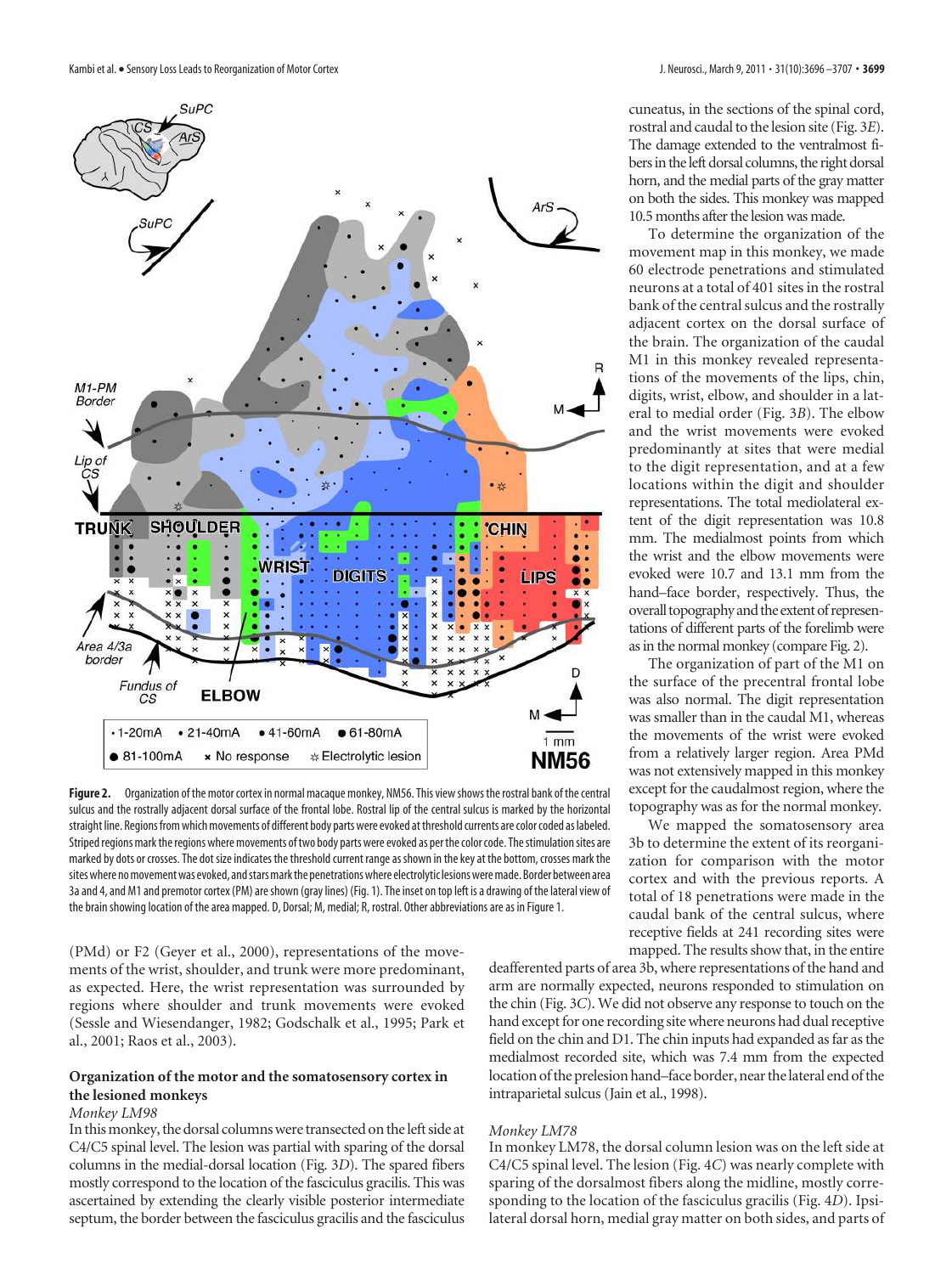**Figure 2.** Organization of the motor cortex in normal macaque monkey, NM56. This view shows the rostral bank of the central sulcus and the rostrally adjacent dorsal surface of the frontal lobe. Rostral lip of the central sulcus is marked by the horizontal straight line. Regions from which movements of different body parts were evoked at threshold currents are color coded as labeled. Striped regions mark the regions where movements of two body parts were evoked as per the color code. The stimulation sites are marked by dots or crosses. The dot size indicates the threshold current range as shown in the key at the bottom, crosses mark the sites where no movement was evoked, and stars mark the penetrations where electrolytic lesions were made. Border between area 3a and 4, and M1 and premotor cortex (PM) are shown (gray lines) (Fig. 1). The inset on top left is a drawing of the lateral view of the brain showing location of the area mapped. D, Dorsal; M, medial; R, rostral. Other abbreviations are as in Figure 1.

(PMd) or F2 (Geyer et al., 2000), representations of the movements of the wrist, shoulder, and trunk were more predominant, as expected. Here, the wrist representation was surrounded by regions where shoulder and trunk movements were evoked (Sessle and Wiesendanger, 1982; Godschalk et al., 1995; Park et al., 2001; Raos et al., 2003).

## Organization of the motor and the somatosensory cortex in the lesioned monkeys

*Monkey LM98*

In this monkey, the dorsal columns were transected on the left side at C4/C5 spinal level. The lesion was partial with sparing of the dorsal columns in the medial-dorsal location (Fig. 3*D*). The spared fibers mostly correspond to the location of the fasciculus gracilis. This was ascertained by extending the clearly visible posterior intermediate septum, the border between the fasciculus gracilis and the fasciculus cuneatus, in the sections of the spinal cord, rostral and caudal to the lesion site (Fig. 3*E*). The damage extended to the ventralmost fibers in the left dorsal columns, the right dorsal horn, and the medial parts of the gray matter on both the sides. This monkey was mapped 10.5 months after the lesion was made.

To determine the organization of the movement map in this monkey, we made 60 electrode penetrations and stimulated neurons at a total of 401 sites in the rostral bank of the central sulcus and the rostrally adjacent cortex on the dorsal surface of the brain. The organization of the caudal M1 in this monkey revealed representations of the movements of the lips, chin, digits, wrist, elbow, and shoulder in a lateral to medial order (Fig. 3*B*). The elbow and the wrist movements were evoked predominantly at sites that were medial to the digit representation, and at a few locations within the digit and shoulder representations. The total mediolateral extent of the digit representation was 10.8 mm. The medialmost points from which the wrist and the elbow movements were evoked were 10.7 and 13.1 mm from the hand–face border, respectively. Thus, the overall topography and the extent of representations of different parts of the forelimb were as in the normal monkey (compare Fig. 2).

The organization of part of the M1 on the surface of the precentral frontal lobe was also normal. The digit representation was smaller than in the caudal M1, whereas the movements of the wrist were evoked from a relatively larger region. Area PMd was not extensively mapped in this monkey except for the caudalmost region, where the topography was as for the normal monkey.

We mapped the somatosensory area 3b to determine the extent of its reorganization for comparison with the motor cortex and with the previous reports. A total of 18 penetrations were made in the caudal bank of the central sulcus, where receptive fields at 241 recording sites were mapped. The results show that, in the entire deafferented parts of area 3b, where representations of the hand and arm are normally expected, neurons responded to stimulation on the chin (Fig. 3*C*). We did not observe any response to touch on the hand except for one recording site where neurons had dual receptive field on the chin and D1. The chin inputs had expanded as far as the medialmost recorded site, which was 7.4 mm from the expected location of the prelesion hand–face border, near the lateral end of the intraparietal sulcus (Jain et al., 1998).

*Monkey LM78*

In monkey LM78, the dorsal column lesion was on the left side at C4/C5 spinal level. The lesion (Fig. 4*C*) was nearly complete with sparing of the dorsalmost fibers along the midline, mostly corresponding to the location of the fasciculus gracilis (Fig. 4*D*). Ipsilateral dorsal horn, medial gray matter on both sides, and parts of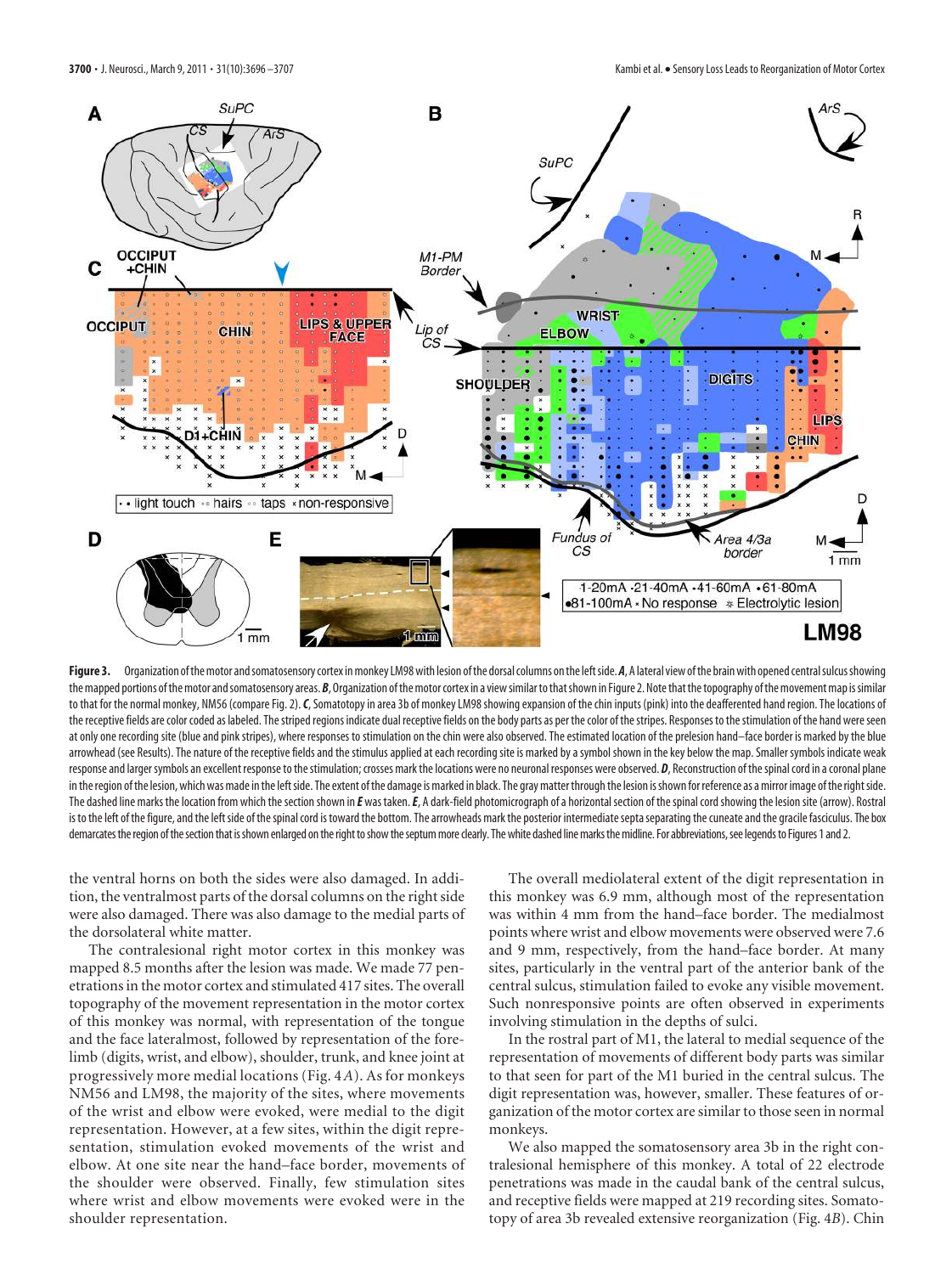**Figure 3.** Organization of the motor and somatosensory cortex in monkey LM98 with lesion of the dorsal columns on the left side. ***A***, A lateral view of the brain with opened central sulcus showing the mapped portions of the motor and somatosensory areas. ***B***, Organization of the motor cortex in a view similar to that shown in Figure 2. Note that the topography of the movement map is similar to that for the normal monkey, NM56 (compare Fig. 2). ***C***, Somatotopy in area 3b of monkey LM98 showing expansion of the chin inputs (pink) into the deafferented hand region. The locations of the receptive fields are color coded as labeled. The striped regions indicate dual receptive fields on the body parts as per the color of the stripes. Responses to the stimulation of the hand were seen at only one recording site (blue and pink stripes), where responses to stimulation on the chin were also observed. The estimated location of the prelesion hand–face border is marked by the blue arrowhead (see Results). The nature of the receptive fields and the stimulus applied at each recording site is marked by a symbol shown in the key below the map. Smaller symbols indicate weak response and larger symbols an excellent response to the stimulation; crosses mark the locations were no neuronal responses were observed. ***D***, Reconstruction of the spinal cord in a coronal plane in the region of the lesion, which was made in the left side. The extent of the damage is marked in black. The gray matter through the lesion is shown for reference as a mirror image of the right side. The dashed line marks the location from which the section shown in ***E*** was taken. ***E***, A dark-field photomicrograph of a horizontal section of the spinal cord showing the lesion site (arrow). Rostral is to the left of the figure, and the left side of the spinal cord is toward the bottom. The arrowheads mark the posterior intermediate septa separating the cuneate and the gracile fasciculus. The box demarcates the region of the section that is shown enlarged on the right to show the septum more clearly. The white dashed line marks the midline. For abbreviations, see legends to Figures 1 and 2.

the ventral horns on both the sides were also damaged. In addition, the ventralmost parts of the dorsal columns on the right side were also damaged. There was also damage to the medial parts of the dorsolateral white matter.

The contralesional right motor cortex in this monkey was mapped 8.5 months after the lesion was made. We made 77 penetrations in the motor cortex and stimulated 417 sites. The overall topography of the movement representation in the motor cortex of this monkey was normal, with representation of the tongue and the face lateralmost, followed by representation of the forelimb (digits, wrist, and elbow), shoulder, trunk, and knee joint at progressively more medial locations (Fig. 4*A*). As for monkeys NM56 and LM98, the majority of the sites, where movements of the wrist and elbow were evoked, were medial to the digit representation. However, at a few sites, within the digit representation, stimulation evoked movements of the wrist and elbow. At one site near the hand–face border, movements of the shoulder were observed. Finally, few stimulation sites where wrist and elbow movements were evoked were in the shoulder representation.

The overall mediolateral extent of the digit representation in this monkey was 6.9 mm, although most of the representation was within 4 mm from the hand–face border. The medialmost points where wrist and elbow movements were observed were 7.6 and 9 mm, respectively, from the hand–face border. At many sites, particularly in the ventral part of the anterior bank of the central sulcus, stimulation failed to evoke any visible movement. Such nonresponsive points are often observed in experiments involving stimulation in the depths of sulci.

In the rostral part of M1, the lateral to medial sequence of the representation of movements of different body parts was similar to that seen for part of the M1 buried in the central sulcus. The digit representation was, however, smaller. These features of organization of the motor cortex are similar to those seen in normal monkeys.

We also mapped the somatosensory area 3b in the right contralesional hemisphere of this monkey. A total of 22 electrode penetrations was made in the caudal bank of the central sulcus, and receptive fields were mapped at 219 recording sites. Somatotopy of area 3b revealed extensive reorganization (Fig. 4*B*). Chin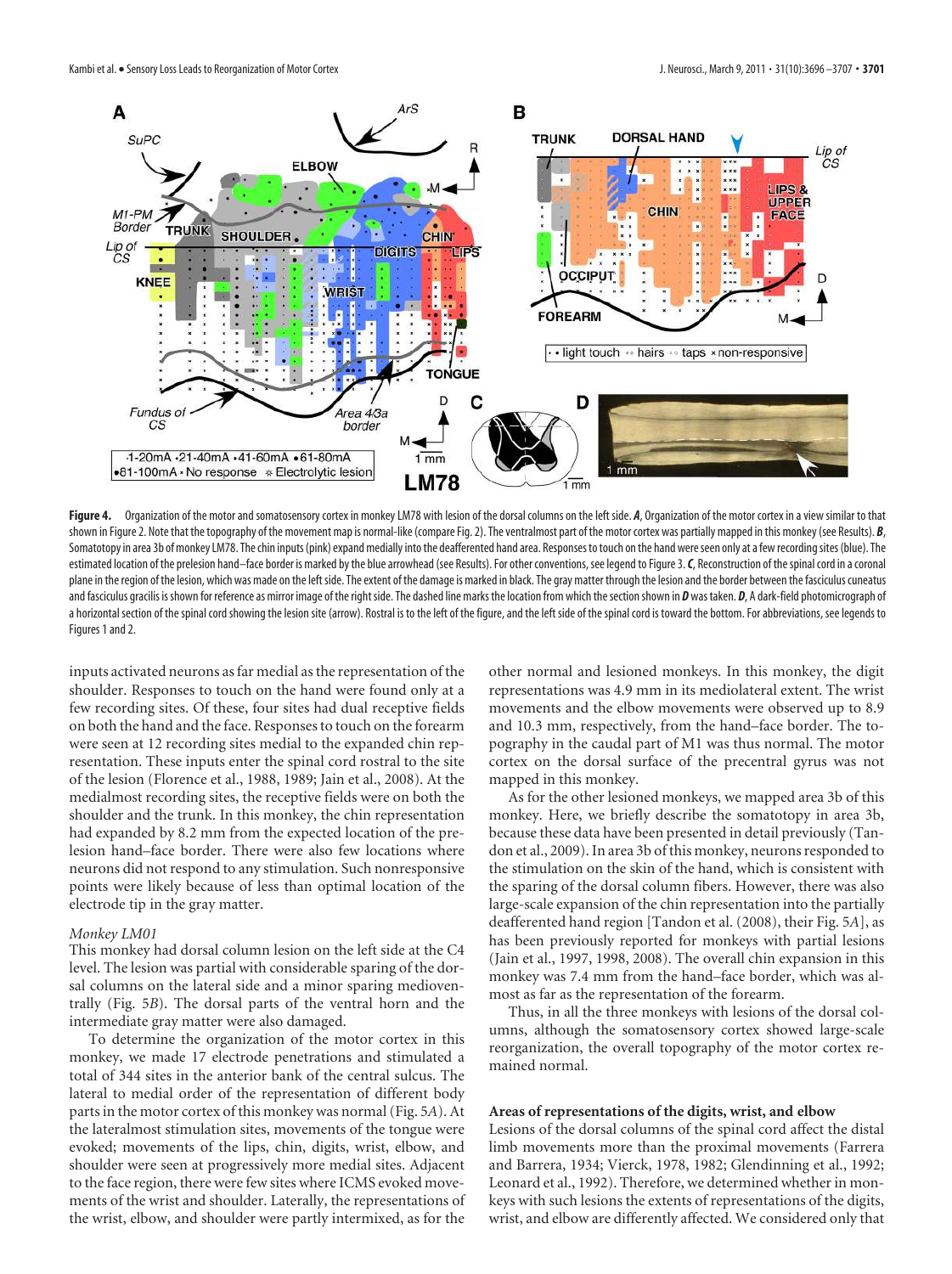**Figure 4.** Organization of the motor and somatosensory cortex in monkey LM78 with lesion of the dorsal columns on the left side. ***A***, Organization of the motor cortex in a view similar to that shown in Figure 2. Note that the topography of the movement map is normal-like (compare Fig. 2). The ventralmost part of the motor cortex was partially mapped in this monkey (see Results). ***B***, Somatotopy in area 3b of monkey LM78. The chin inputs (pink) expand medially into the deafferented hand area. Responses to touch on the hand were seen only at a few recording sites (blue). The estimated location of the prelesion hand–face border is marked by the blue arrowhead (see Results). For other conventions, see legend to Figure 3. ***C***, Reconstruction of the spinal cord in a coronal plane in the region of the lesion, which was made on the left side. The extent of the damage is marked in black. The gray matter through the lesion and the border between the fasciculus cuneatus and fasciculus gracilis is shown for reference as mirror image of the right side. The dashed line marks the location from which the section shown in ***D*** was taken. ***D***, A dark-field photomicrograph of a horizontal section of the spinal cord showing the lesion site (arrow). Rostral is to the left of the figure, and the left side of the spinal cord is toward the bottom. For abbreviations, see legends to Figures 1 and 2.

inputs activated neurons as far medial as the representation of the shoulder. Responses to touch on the hand were found only at a few recording sites. Of these, four sites had dual receptive fields on both the hand and the face. Responses to touch on the forearm were seen at 12 recording sites medial to the expanded chin representation. These inputs enter the spinal cord rostral to the site of the lesion (Florence et al., 1988, 1989; Jain et al., 2008). At the medialmost recording sites, the receptive fields were on both the shoulder and the trunk. In this monkey, the chin representation had expanded by 8.2 mm from the expected location of the prelesion hand–face border. There were also few locations where neurons did not respond to any stimulation. Such nonresponsive points were likely because of less than optimal location of the electrode tip in the gray matter.

#### Monkey LM01

This monkey had dorsal column lesion on the left side at the C4 level. The lesion was partial with considerable sparing of the dorsal columns on the lateral side and a minor sparing medioventrally (Fig. 5*B*). The dorsal parts of the ventral horn and the intermediate gray matter were also damaged.

To determine the organization of the motor cortex in this monkey, we made 17 electrode penetrations and stimulated a total of 344 sites in the anterior bank of the central sulcus. The lateral to medial order of the representation of different body parts in the motor cortex of this monkey was normal (Fig. 5*A*). At the lateralmost stimulation sites, movements of the tongue were evoked; movements of the lips, chin, digits, wrist, elbow, and shoulder were seen at progressively more medial sites. Adjacent to the face region, there were few sites where ICMS evoked movements of the wrist and shoulder. Laterally, the representations of the wrist, elbow, and shoulder were partly intermixed, as for the other normal and lesioned monkeys. In this monkey, the digit representations was 4.9 mm in its mediolateral extent. The wrist movements and the elbow movements were observed up to 8.9 and 10.3 mm, respectively, from the hand–face border. The topography in the caudal part of M1 was thus normal. The motor cortex on the dorsal surface of the precentral gyrus was not mapped in this monkey.

As for the other lesioned monkeys, we mapped area 3b of this monkey. Here, we briefly describe the somatotopy in area 3b, because these data have been presented in detail previously (Tandon et al., 2009). In area 3b of this monkey, neurons responded to the stimulation on the skin of the hand, which is consistent with the sparing of the dorsal column fibers. However, there was also large-scale expansion of the chin representation into the partially deafferented hand region [Tandon et al. (2008), their Fig. 5*A*], as has been previously reported for monkeys with partial lesions (Jain et al., 1997, 1998, 2008). The overall chin expansion in this monkey was 7.4 mm from the hand–face border, which was almost as far as the representation of the forearm.

Thus, in all the three monkeys with lesions of the dorsal columns, although the somatosensory cortex showed large-scale reorganization, the overall topography of the motor cortex remained normal.

### Areas of representations of the digits, wrist, and elbow

Lesions of the dorsal columns of the spinal cord affect the distal limb movements more than the proximal movements (Ferrara and Barrera, 1934; Vierck, 1978, 1982; Glendinning et al., 1992; Leonard et al., 1992). Therefore, we determined whether in monkeys with such lesions the extents of representations of the digits, wrist, and elbow are differently affected. We considered only that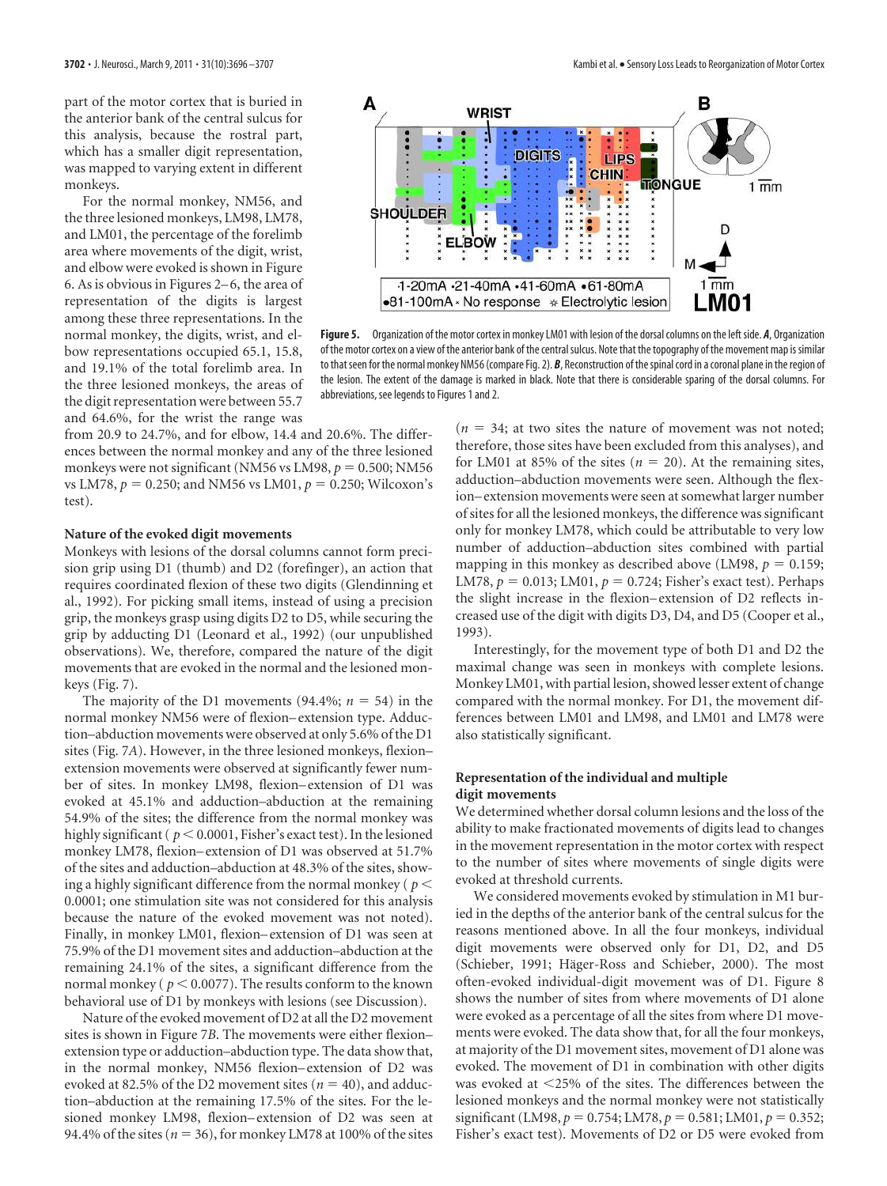part of the motor cortex that is buried in the anterior bank of the central sulcus for this analysis, because the rostral part, which has a smaller digit representation, was mapped to varying extent in different monkeys.

For the normal monkey, NM56, and the three lesioned monkeys, LM98, LM78, and LM01, the percentage of the forelimb area where movements of the digit, wrist, and elbow were evoked is shown in Figure 6. As is obvious in Figures 2–6, the area of representation of the digits is largest among these three representations. In the normal monkey, the digits, wrist, and elbow representations occupied 65.1, 15.8, and 19.1% of the total forelimb area. In the three lesioned monkeys, the areas of the digit representation were between 55.7 and 64.6%, for the wrist the range was from 20.9 to 24.7%, and for elbow, 14.4 and 20.6%. The differences between the normal monkey and any of the three lesioned monkeys were not significant (NM56 vs LM98, $p = 0.500$; NM56 vs LM78, $p = 0.250$; and NM56 vs LM01, $p = 0.250$; Wilcoxon's test).

**Figure 5.** Organization of the motor cortex in monkey LM01 with lesion of the dorsal columns on the left side. ***A***, Organization of the motor cortex on a view of the anterior bank of the central sulcus. Note that the topography of the movement map is similar to that seen for the normal monkey NM56 (compare Fig. 2). ***B***, Reconstruction of the spinal cord in a coronal plane in the region of the lesion. The extent of the damage is marked in black. Note that there is considerable sparing of the dorsal columns. For abbreviations, see legends to Figures 1 and 2.

### Nature of the evoked digit movements

Monkeys with lesions of the dorsal columns cannot form precision grip using D1 (thumb) and D2 (forefinger), an action that requires coordinated flexion of these two digits (Glendinning et al., 1992). For picking small items, instead of using a precision grip, the monkeys grasp using digits D2 to D5, while securing the grip by adducting D1 (Leonard et al., 1992) (our unpublished observations). We, therefore, compared the nature of the digit movements that are evoked in the normal and the lesioned monkeys (Fig. 7).

The majority of the D1 movements (94.4%; $n = 54$) in the normal monkey NM56 were of flexion–extension type. Adduction–abduction movements were observed at only 5.6% of the D1 sites (Fig. 7*A*). However, in the three lesioned monkeys, flexion–extension movements were observed at significantly fewer number of sites. In monkey LM98, flexion–extension of D1 was evoked at 45.1% and adduction–abduction at the remaining 54.9% of the sites; the difference from the normal monkey was highly significant ($p < 0.0001$, Fisher's exact test). In the lesioned monkey LM78, flexion–extension of D1 was observed at 51.7% of the sites and adduction–abduction at 48.3% of the sites, showing a highly significant difference from the normal monkey ($p < 0.0001$; one stimulation site was not considered for this analysis because the nature of the evoked movement was not noted). Finally, in monkey LM01, flexion–extension of D1 was seen at 75.9% of the D1 movement sites and adduction–abduction at the remaining 24.1% of the sites, a significant difference from the normal monkey ($p < 0.0077$). The results conform to the known behavioral use of D1 by monkeys with lesions (see Discussion).

Nature of the evoked movement of D2 at all the D2 movement sites is shown in Figure 7*B*. The movements were either flexion–extension type or adduction–abduction type. The data show that, in the normal monkey, NM56 flexion–extension of D2 was evoked at 82.5% of the D2 movement sites ($n = 40$), and adduction–abduction at the remaining 17.5% of the sites. For the lesioned monkey LM98, flexion–extension of D2 was seen at 94.4% of the sites ($n = 36$), for monkey LM78 at 100% of the sites ($n = 34$; at two sites the nature of movement was not noted; therefore, those sites have been excluded from this analyses), and for LM01 at 85% of the sites ($n = 20$). At the remaining sites, adduction–abduction movements were seen. Although the flexion–extension movements were seen at somewhat larger number of sites for all the lesioned monkeys, the difference was significant only for monkey LM78, which could be attributable to very low number of adduction–abduction sites combined with partial mapping in this monkey as described above (LM98, $p = 0.159$; LM78, $p = 0.013$; LM01, $p = 0.724$; Fisher's exact test). Perhaps the slight increase in the flexion–extension of D2 reflects increased use of the digit with digits D3, D4, and D5 (Cooper et al., 1993).

Interestingly, for the movement type of both D1 and D2 the maximal change was seen in monkeys with complete lesions. Monkey LM01, with partial lesion, showed lesser extent of change compared with the normal monkey. For D1, the movement differences between LM01 and LM98, and LM01 and LM78 were also statistically significant.

### Representation of the individual and multiple digit movements

We determined whether dorsal column lesions and the loss of the ability to make fractionated movements of digits lead to changes in the movement representation in the motor cortex with respect to the number of sites where movements of single digits were evoked at threshold currents.

We considered movements evoked by stimulation in M1 buried in the depths of the anterior bank of the central sulcus for the reasons mentioned above. In all the four monkeys, individual digit movements were observed only for D1, D2, and D5 (Schieber, 1991; Häger-Ross and Schieber, 2000). The most often-evoked individual-digit movement was of D1. Figure 8 shows the number of sites from where movements of D1 alone were evoked as a percentage of all the sites from where D1 movements were evoked. The data show that, for all the four monkeys, at majority of the D1 movement sites, movement of D1 alone was evoked. The movement of D1 in combination with other digits was evoked at <25% of the sites. The differences between the lesioned monkeys and the normal monkey were not statistically significant (LM98, $p = 0.754$; LM78, $p = 0.581$; LM01, $p = 0.352$; Fisher's exact test). Movements of D2 or D5 were evoked from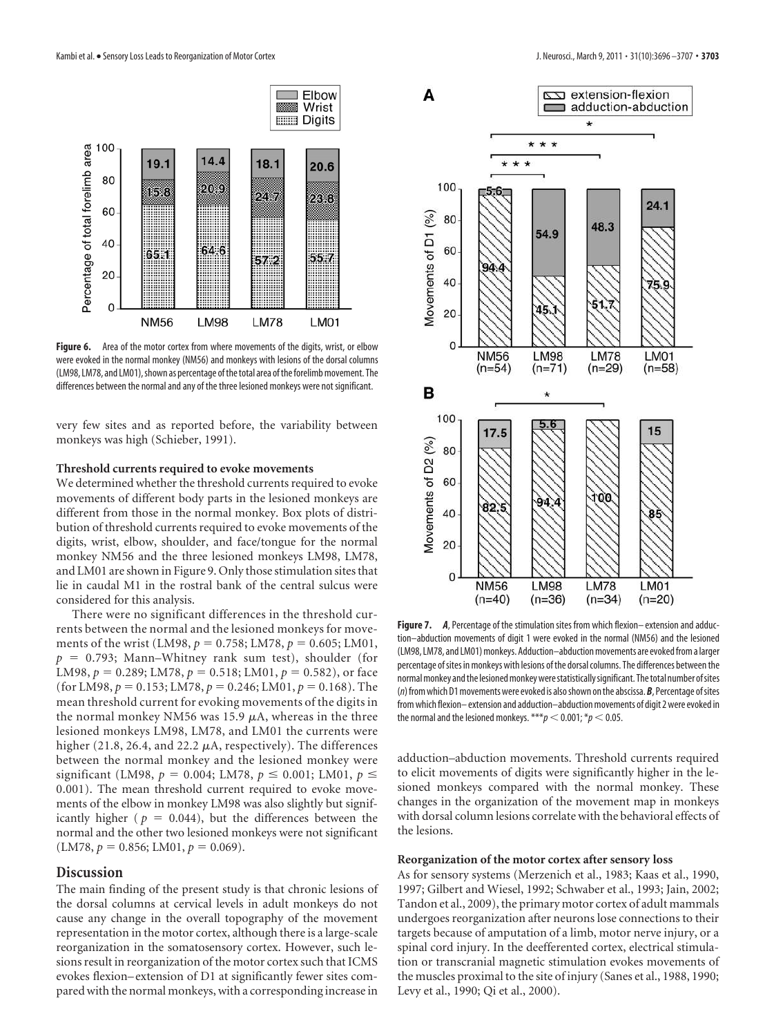**Figure 6.** Area of the motor cortex from where movements of the digits, wrist, or elbow were evoked in the normal monkey (NM56) and monkeys with lesions of the dorsal columns (LM98, LM78, and LM01), shown as percentage of the total area of the forelimb movement. The differences between the normal and any of the three lesioned monkeys were not significant.

very few sites and as reported before, the variability between monkeys was high (Schieber, 1991).

#### Threshold currents required to evoke movements

We determined whether the threshold currents required to evoke movements of different body parts in the lesioned monkeys are different from those in the normal monkey. Box plots of distribution of threshold currents required to evoke movements of the digits, wrist, elbow, shoulder, and face/tongue for the normal monkey NM56 and the three lesioned monkeys LM98, LM78, and LM01 are shown in Figure 9. Only those stimulation sites that lie in caudal M1 in the rostral bank of the central sulcus were considered for this analysis.

There were no significant differences in the threshold currents between the normal and the lesioned monkeys for movements of the wrist (LM98, $p = 0.758$; LM78, $p = 0.605$; LM01, $p = 0.793$; Mann–Whitney rank sum test), shoulder (for LM98, $p = 0.289$; LM78, $p = 0.518$; LM01, $p = 0.582$), or face (for LM98, $p = 0.153$; LM78, $p = 0.246$; LM01, $p = 0.168$). The mean threshold current for evoking movements of the digits in the normal monkey NM56 was 15.9 $\mu$A, whereas in the three lesioned monkeys LM98, LM78, and LM01 the currents were higher (21.8, 26.4, and 22.2 $\mu$A, respectively). The differences between the normal monkey and the lesioned monkey were significant (LM98, $p = 0.004$; LM78, $p \leq 0.001$; LM01, $p \leq 0.001$). The mean threshold current required to evoke movements of the elbow in monkey LM98 was also slightly but significantly higher ($p = 0.044$), but the differences between the normal and the other two lesioned monkeys were not significant (LM78, $p = 0.856$; LM01, $p = 0.069$).

## Discussion

The main finding of the present study is that chronic lesions of the dorsal columns at cervical levels in adult monkeys do not cause any change in the overall topography of the movement representation in the motor cortex, although there is a large-scale reorganization in the somatosensory cortex. However, such lesions result in reorganization of the motor cortex such that ICMS evokes flexion–extension of D1 at significantly fewer sites compared with the normal monkeys, with a corresponding increase in adduction–abduction movements. Threshold currents required to elicit movements of digits were significantly higher in the lesioned monkeys compared with the normal monkey. These changes in the organization of the movement map in monkeys with dorsal column lesions correlate with the behavioral effects of the lesions.

**Figure 7.** ***A***, Percentage of the stimulation sites from which flexion– extension and adduction–abduction movements of digit 1 were evoked in the normal (NM56) and the lesioned (LM98, LM78, and LM01) monkeys. Adduction–abduction movements are evoked from a larger percentage of sites in monkeys with lesions of the dorsal columns. The differences between the normal monkey and the lesioned monkey were statistically significant. The total number of sites ($n$) from which D1 movements were evoked is also shown on the abscissa. ***B***, Percentage of sites from which flexion– extension and adduction–abduction movements of digit 2 were evoked in the normal and the lesioned monkeys. $^{***}p < 0.001$; $^{*}p < 0.05$.

#### Reorganization of the motor cortex after sensory loss

As for sensory systems (Merzenich et al., 1983; Kaas et al., 1990, 1997; Gilbert and Wiesel, 1992; Schwaber et al., 1993; Jain, 2002; Tandon et al., 2009), the primary motor cortex of adult mammals undergoes reorganization after neurons lose connections to their targets because of amputation of a limb, motor nerve injury, or a spinal cord injury. In the deefferented cortex, electrical stimulation or transcranial magnetic stimulation evokes movements of the muscles proximal to the site of injury (Sanes et al., 1988, 1990; Levy et al., 1990; Qi et al., 2000).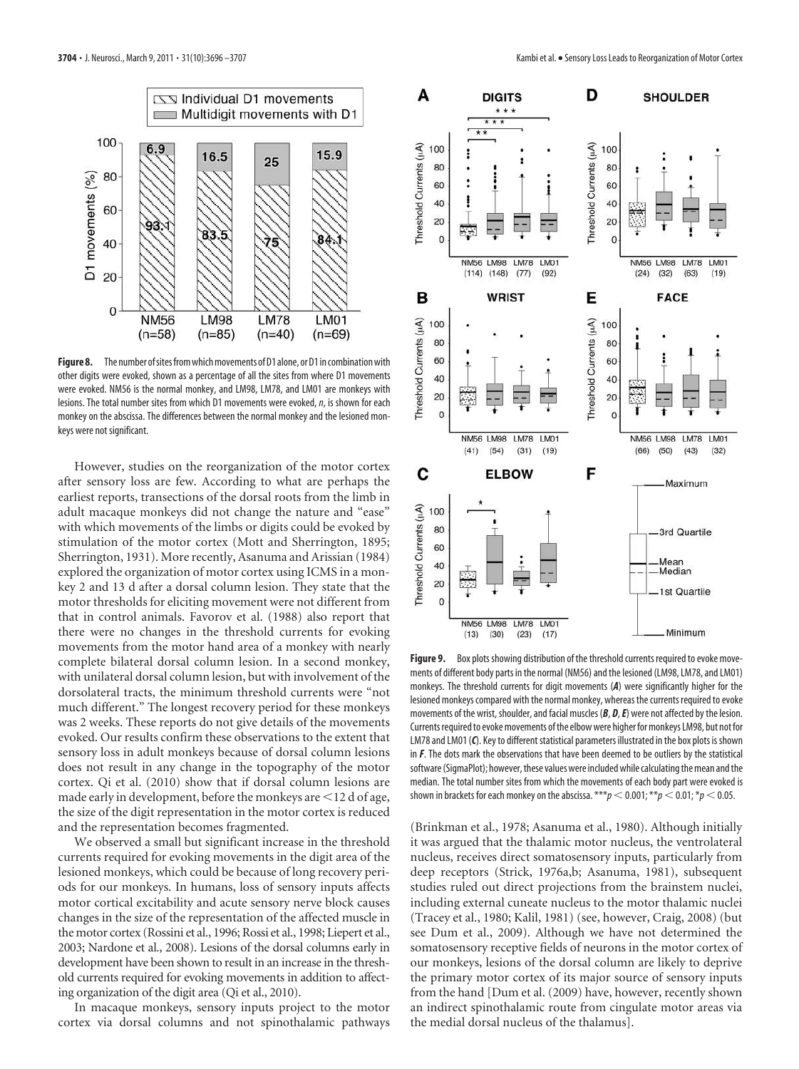**Figure 8.** The number of sites from which movements of D1 alone, or D1 in combination with other digits were evoked, shown as a percentage of all the sites from where D1 movements were evoked. NM56 is the normal monkey, and LM98, LM78, and LM01 are monkeys with lesions. The total number sites from which D1 movements were evoked, *n*, is shown for each monkey on the abscissa. The differences between the normal monkey and the lesioned monkeys were not significant.

However, studies on the reorganization of the motor cortex after sensory loss are few. According to what are perhaps the earliest reports, transections of the dorsal roots from the limb in adult macaque monkeys did not change the nature and "ease" with which movements of the limbs or digits could be evoked by stimulation of the motor cortex (Mott and Sherrington, 1895; Sherrington, 1931). More recently, Asanuma and Arissian (1984) explored the organization of motor cortex using ICMS in a monkey 2 and 13 d after a dorsal column lesion. They state that the motor thresholds for eliciting movement were not different from that in control animals. Favorov et al. (1988) also report that there were no changes in the threshold currents for evoking movements from the motor hand area of a monkey with nearly complete bilateral dorsal column lesion. In a second monkey, with unilateral dorsal column lesion, but with involvement of the dorsolateral tracts, the minimum threshold currents were "not much different." The longest recovery period for these monkeys was 2 weeks. These reports do not give details of the movements evoked. Our results confirm these observations to the extent that sensory loss in adult monkeys because of dorsal column lesions does not result in any change in the topography of the motor cortex. Qi et al. (2010) show that if dorsal column lesions are made early in development, before the monkeys are <12 d of age, the size of the digit representation in the motor cortex is reduced and the representation becomes fragmented.

We observed a small but significant increase in the threshold currents required for evoking movements in the digit area of the lesioned monkeys, which could be because of long recovery periods for our monkeys. In humans, loss of sensory inputs affects motor cortical excitability and acute sensory nerve block causes changes in the size of the representation of the affected muscle in the motor cortex (Rossini et al., 1996; Rossi et al., 1998; Liepert et al., 2003; Nardone et al., 2008). Lesions of the dorsal columns early in development have been shown to result in an increase in the threshold currents required for evoking movements in addition to affecting organization of the digit area (Qi et al., 2010).

In macaque monkeys, sensory inputs project to the motor cortex via dorsal columns and not spinothalamic pathways (Brinkman et al., 1978; Asanuma et al., 1980). Although initially it was argued that the thalamic motor nucleus, the ventrolateral nucleus, receives direct somatosensory inputs, particularly from deep receptors (Strick, 1976a,b; Asanuma, 1981), subsequent studies ruled out direct projections from the brainstem nuclei, including external cuneate nucleus to the motor thalamic nuclei (Tracey et al., 1980; Kalil, 1981) (see, however, Craig, 2008) (but see Dum et al., 2009). Although we have not determined the somatosensory receptive fields of neurons in the motor cortex of our monkeys, lesions of the dorsal column are likely to deprive the primary motor cortex of its major source of sensory inputs from the hand [Dum et al. (2009) have, however, recently shown an indirect spinothalamic route from cingulate motor areas via the medial dorsal nucleus of the thalamus].

**Figure 9.** Box plots showing distribution of the threshold currents required to evoke movements of different body parts in the normal (NM56) and the lesioned (LM98, LM78, and LM01) monkeys. The threshold currents for digit movements (***A***) were significantly higher for the lesioned monkeys compared with the normal monkey, whereas the currents required to evoke movements of the wrist, shoulder, and facial muscles (***B***, ***D***, ***E***) were not affected by the lesion. Currents required to evoke movements of the elbow were higher for monkeys LM98, but not for LM78 and LM01 (***C***). Key to different statistical parameters illustrated in the box plots is shown in ***F***. The dots mark the observations that have been deemed to be outliers by the statistical software (SigmaPlot); however, these values were included while calculating the mean and the median. The total number sites from which the movements of each body part were evoked is shown in brackets for each monkey on the abscissa. ***$p < 0.001$; **$p < 0.01$; *$p < 0.05$.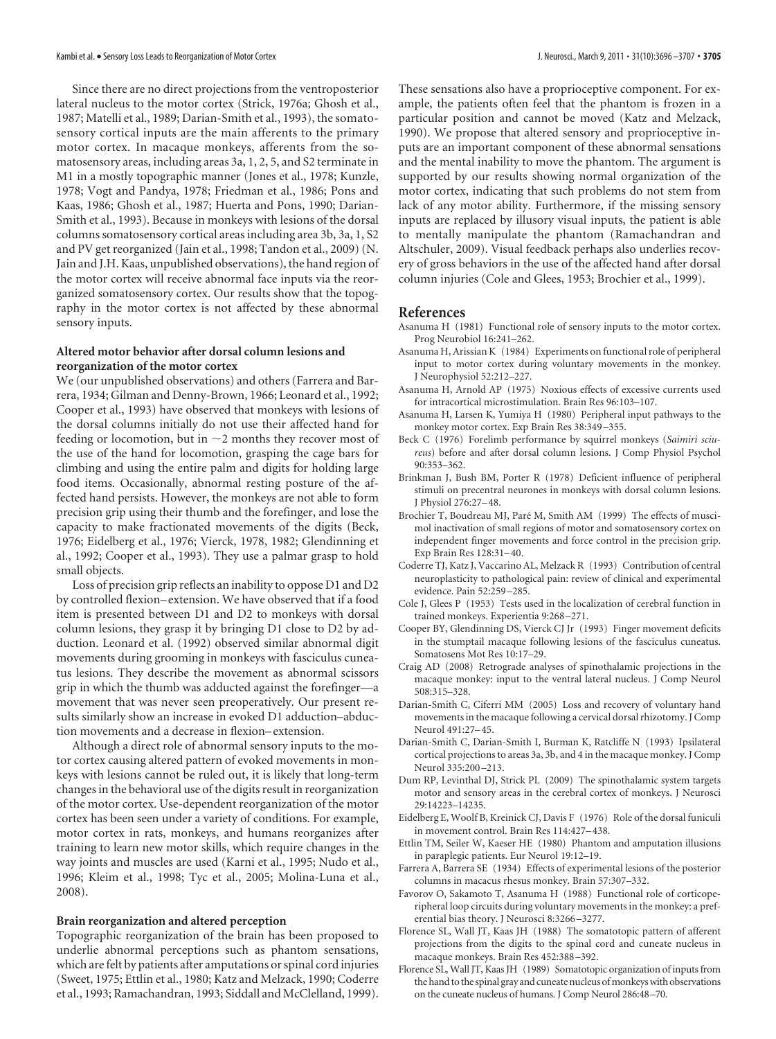Since there are no direct projections from the ventroposterior lateral nucleus to the motor cortex (Strick, 1976a; Ghosh et al., 1987; Matelli et al., 1989; Darian-Smith et al., 1993), the somatosensory cortical inputs are the main afferents to the primary motor cortex. In macaque monkeys, afferents from the somatosensory areas, including areas 3a, 1, 2, 5, and S2 terminate in M1 in a mostly topographic manner (Jones et al., 1978; Kunzle, 1978; Vogt and Pandya, 1978; Friedman et al., 1986; Pons and Kaas, 1986; Ghosh et al., 1987; Huerta and Pons, 1990; Darian-Smith et al., 1993). Because in monkeys with lesions of the dorsal columns somatosensory cortical areas including area 3b, 3a, 1, S2 and PV get reorganized (Jain et al., 1998; Tandon et al., 2009) (N. Jain and J.H. Kaas, unpublished observations), the hand region of the motor cortex will receive abnormal face inputs via the reorganized somatosensory cortex. Our results show that the topography in the motor cortex is not affected by these abnormal sensory inputs.

### Altered motor behavior after dorsal column lesions and reorganization of the motor cortex

We (our unpublished observations) and others (Farrera and Barrera, 1934; Gilman and Denny-Brown, 1966; Leonard et al., 1992; Cooper et al., 1993) have observed that monkeys with lesions of the dorsal columns initially do not use their affected hand for feeding or locomotion, but in ~2 months they recover most of the use of the hand for locomotion, grasping the cage bars for climbing and using the entire palm and digits for holding large food items. Occasionally, abnormal resting posture of the affected hand persists. However, the monkeys are not able to form precision grip using their thumb and the forefinger, and lose the capacity to make fractionated movements of the digits (Beck, 1976; Eidelberg et al., 1976; Vierck, 1978, 1982; Glendinning et al., 1992; Cooper et al., 1993). They use a palmar grasp to hold small objects.

Loss of precision grip reflects an inability to oppose D1 and D2 by controlled flexion–extension. We have observed that if a food item is presented between D1 and D2 to monkeys with dorsal column lesions, they grasp it by bringing D1 close to D2 by adduction. Leonard et al. (1992) observed similar abnormal digit movements during grooming in monkeys with fasciculus cuneatus lesions. They describe the movement as abnormal scissors grip in which the thumb was adducted against the forefinger—a movement that was never seen preoperatively. Our present results similarly show an increase in evoked D1 adduction–abduction movements and a decrease in flexion–extension.

Although a direct role of abnormal sensory inputs to the motor cortex causing altered pattern of evoked movements in monkeys with lesions cannot be ruled out, it is likely that long-term changes in the behavioral use of the digits result in reorganization of the motor cortex. Use-dependent reorganization of the motor cortex has been seen under a variety of conditions. For example, motor cortex in rats, monkeys, and humans reorganizes after training to learn new motor skills, which require changes in the way joints and muscles are used (Karni et al., 1995; Nudo et al., 1996; Kleim et al., 1998; Tyc et al., 2005; Molina-Luna et al., 2008).

### Brain reorganization and altered perception

Topographic reorganization of the brain has been proposed to underlie abnormal perceptions such as phantom sensations, which are felt by patients after amputations or spinal cord injuries (Sweet, 1975; Ettlin et al., 1980; Katz and Melzack, 1990; Coderre et al., 1993; Ramachandran, 1993; Siddall and McClelland, 1999). These sensations also have a proprioceptive component. For example, the patients often feel that the phantom is frozen in a particular position and cannot be moved (Katz and Melzack, 1990). We propose that altered sensory and proprioceptive inputs are an important component of these abnormal sensations and the mental inability to move the phantom. The argument is supported by our results showing normal organization of the motor cortex, indicating that such problems do not stem from lack of any motor ability. Furthermore, if the missing sensory inputs are replaced by illusory visual inputs, the patient is able to mentally manipulate the phantom (Ramachandran and Altschuler, 2009). Visual feedback perhaps also underlies recovery of gross behaviors in the use of the affected hand after dorsal column injuries (Cole and Glees, 1953; Brochier et al., 1999).

## References

Asanuma H (1981) Functional role of sensory inputs to the motor cortex. Prog Neurobiol 16:241–262.

Asanuma H, Arissian K (1984) Experiments on functional role of peripheral input to motor cortex during voluntary movements in the monkey. J Neurophysiol 52:212–227.

Asanuma H, Arnold AP (1975) Noxious effects of excessive currents used for intracortical microstimulation. Brain Res 96:103–107.

Asanuma H, Larsen K, Yumiya H (1980) Peripheral input pathways to the monkey motor cortex. Exp Brain Res 38:349–355.

Beck C (1976) Forelimb performance by squirrel monkeys (*Saimiri sciureus*) before and after dorsal column lesions. J Comp Physiol Psychol 90:353–362.

Brinkman J, Bush BM, Porter R (1978) Deficient influence of peripheral stimuli on precentral neurones in monkeys with dorsal column lesions. J Physiol 276:27–48.

Brochier T, Boudreau MJ, Paré M, Smith AM (1999) The effects of muscimol inactivation of small regions of motor and somatosensory cortex on independent finger movements and force control in the precision grip. Exp Brain Res 128:31–40.

Coderre TJ, Katz J, Vaccarino AL, Melzack R (1993) Contribution of central neuroplasticity to pathological pain: review of clinical and experimental evidence. Pain 52:259–285.

Cole J, Glees P (1953) Tests used in the localization of cerebral function in trained monkeys. Experientia 9:268–271.

Cooper BY, Glendinning DS, Vierck CJ Jr (1993) Finger movement deficits in the stumptail macaque following lesions of the fasciculus cuneatus. Somatosens Mot Res 10:17–29.

Craig AD (2008) Retrograde analyses of spinothalamic projections in the macaque monkey: input to the ventral lateral nucleus. J Comp Neurol 508:315–328.

Darian-Smith C, Ciferri MM (2005) Loss and recovery of voluntary hand movements in the macaque following a cervical dorsal rhizotomy. J Comp Neurol 491:27–45.

Darian-Smith C, Darian-Smith I, Burman K, Ratcliffe N (1993) Ipsilateral cortical projections to areas 3a, 3b, and 4 in the macaque monkey. J Comp Neurol 335:200–213.

Dum RP, Levinthal DJ, Strick PL (2009) The spinothalamic system targets motor and sensory areas in the cerebral cortex of monkeys. J Neurosci 29:14223–14235.

Eidelberg E, Woolf B, Kreinick CJ, Davis F (1976) Role of the dorsal funiculi in movement control. Brain Res 114:427–438.

Ettlin TM, Seiler W, Kaeser HE (1980) Phantom and amputation illusions in paraplegic patients. Eur Neurol 19:12–19.

Farrera A, Barrera SE (1934) Effects of experimental lesions of the posterior columns in macacus rhesus monkey. Brain 57:307–332.

Favorov O, Sakamoto T, Asanuma H (1988) Functional role of corticoperipheral loop circuits during voluntary movements in the monkey: a preferential bias theory. J Neurosci 8:3266–3277.

Florence SL, Wall JT, Kaas JH (1988) The somatotopic pattern of afferent projections from the digits to the spinal cord and cuneate nucleus in macaque monkeys. Brain Res 452:388–392.

Florence SL, Wall JT, Kaas JH (1989) Somatotopic organization of inputs from the hand to the spinal gray and cuneate nucleus of monkeys with observations on the cuneate nucleus of humans. J Comp Neurol 286:48–70.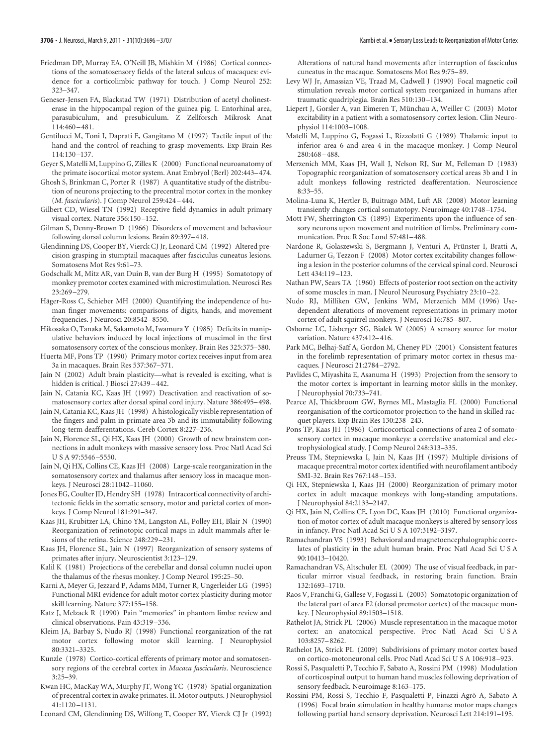Friedman DP, Murray EA, O'Neill JB, Mishkin M (1986) Cortical connections of the somatosensory fields of the lateral sulcus of macaques: evidence for a corticolimbic pathway for touch. J Comp Neurol 252:323–347.

Geneser-Jensen FA, Blackstad TW (1971) Distribution of acetyl cholinesterase in the hippocampal region of the guinea pig. I. Entorhinal area, parasubiculum, and presubiculum. Z Zellforsch Mikrosk Anat 114:460–481.

Gentilucci M, Toni I, Daprati E, Gangitano M (1997) Tactile input of the hand and the control of reaching to grasp movements. Exp Brain Res 114:130–137.

Geyer S, Matelli M, Luppino G, Zilles K (2000) Functional neuroanatomy of the primate isocortical motor system. Anat Embryol (Berl) 202:443–474.

Ghosh S, Brinkman C, Porter R (1987) A quantitative study of the distribution of neurons projecting to the precentral motor cortex in the monkey (*M. fascicularis*). J Comp Neurol 259:424–444.

Gilbert CD, Wiesel TN (1992) Receptive field dynamics in adult primary visual cortex. Nature 356:150–152.

Gilman S, Denny-Brown D (1966) Disorders of movement and behaviour following dorsal column lesions. Brain 89:397–418.

Glendinning DS, Cooper BY, Vierck CJ Jr, Leonard CM (1992) Altered precision grasping in stumptail macaques after fasciculus cuneatus lesions. Somatosens Mot Res 9:61–73.

Godschalk M, Mitz AR, van Duin B, van der Burg H (1995) Somatotopy of monkey premotor cortex examined with microstimulation. Neurosci Res 23:269–279.

Häger-Ross C, Schieber MH (2000) Quantifying the independence of human finger movements: comparisons of digits, hands, and movement frequencies. J Neurosci 20:8542–8550.

Hikosaka O, Tanaka M, Sakamoto M, Iwamura Y (1985) Deficits in manipulative behaviors induced by local injections of muscimol in the first somatosensory cortex of the conscious monkey. Brain Res 325:375–380.

Huerta MF, Pons TP (1990) Primary motor cortex receives input from area 3a in macaques. Brain Res 537:367–371.

Jain N (2002) Adult brain plasticity—what is revealed is exciting, what is hidden is critical. J Biosci 27:439–442.

Jain N, Catania KC, Kaas JH (1997) Deactivation and reactivation of somatosensory cortex after dorsal spinal cord injury. Nature 386:495–498.

Jain N, Catania KC, Kaas JH (1998) A histologically visible representation of the fingers and palm in primate area 3b and its immutability following long-term deafferentations. Cereb Cortex 8:227–236.

Jain N, Florence SL, Qi HX, Kaas JH (2000) Growth of new brainstem connections in adult monkeys with massive sensory loss. Proc Natl Acad Sci U S A 97:5546–5550.

Jain N, Qi HX, Collins CE, Kaas JH (2008) Large-scale reorganization in the somatosensory cortex and thalamus after sensory loss in macaque monkeys. J Neurosci 28:11042–11060.

Jones EG, Coulter JD, Hendry SH (1978) Intracortical connectivity of architectonic fields in the somatic sensory, motor and parietal cortex of monkeys. J Comp Neurol 181:291–347.

Kaas JH, Krubitzer LA, Chino YM, Langston AL, Polley EH, Blair N (1990) Reorganization of retinotopic cortical maps in adult mammals after lesions of the retina. Science 248:229–231.

Kaas JH, Florence SL, Jain N (1997) Reorganization of sensory systems of primates after injury. Neuroscientist 3:123–129.

Kalil K (1981) Projections of the cerebellar and dorsal column nuclei upon the thalamus of the rhesus monkey. J Comp Neurol 195:25–50.

Karni A, Meyer G, Jezzard P, Adams MM, Turner R, Ungerleider LG (1995) Functional MRI evidence for adult motor cortex plasticity during motor skill learning. Nature 377:155–158.

Katz J, Melzack R (1990) Pain "memories" in phantom limbs: review and clinical observations. Pain 43:319–336.

Kleim JA, Barbay S, Nudo RJ (1998) Functional reorganization of the rat motor cortex following motor skill learning. J Neurophysiol 80:3321–3325.

Kunzle (1978) Cortico-cortical efferents of primary motor and somatosensory regions of the cerebral cortex in *Macaca fascicularis*. Neuroscience 3:25–39.

Kwan HC, MacKay WA, Murphy JT, Wong YC (1978) Spatial organization of precentral cortex in awake primates. II. Motor outputs. J Neurophysiol 41:1120–1131.

Leonard CM, Glendinning DS, Wilfong T, Cooper BY, Vierck CJ Jr (1992) Alterations of natural hand movements after interruption of fasciculus cuneatus in the macaque. Somatosens Mot Res 9:75–89.

Levy WJ Jr, Amassian VE, Traad M, Cadwell J (1990) Focal magnetic coil stimulation reveals motor cortical system reorganized in humans after traumatic quadriplegia. Brain Res 510:130–134.

Liepert J, Gorsler A, van Eimeren T, Münchau A, Weiller C (2003) Motor excitability in a patient with a somatosensory cortex lesion. Clin Neurophysiol 114:1003–1008.

Matelli M, Luppino G, Fogassi L, Rizzolatti G (1989) Thalamic input to inferior area 6 and area 4 in the macaque monkey. J Comp Neurol 280:468–488.

Merzenich MM, Kaas JH, Wall J, Nelson RJ, Sur M, Felleman D (1983) Topographic reorganization of somatosensory cortical areas 3b and 1 in adult monkeys following restricted deafferentation. Neuroscience 8:33–55.

Molina-Luna K, Hertler B, Buitrago MM, Luft AR (2008) Motor learning transiently changes cortical somatotopy. Neuroimage 40:1748–1754.

Mott FW, Sherrington CS (1895) Experiments upon the influence of sensory neurons upon movement and nutrition of limbs. Preliminary communication. Proc R Soc Lond 57:481–488.

Nardone R, Golaszewski S, Bergmann J, Venturi A, Prünster I, Bratti A, Ladurner G, Tezzon F (2008) Motor cortex excitability changes following a lesion in the posterior columns of the cervical spinal cord. Neurosci Lett 434:119–123.

Nathan PW, Sears TA (1960) Effects of posterior root section on the activity of some muscles in man. J Neurol Neurosurg Psychiatry 23:10–22.

Nudo RJ, Milliken GW, Jenkins WM, Merzenich MM (1996) Use-dependent alterations of movement representations in primary motor cortex of adult squirrel monkeys. J Neurosci 16:785–807.

Osborne LC, Lisberger SG, Bialek W (2005) A sensory source for motor variation. Nature 437:412–416.

Park MC, Belhaj-Saïf A, Gordon M, Cheney PD (2001) Consistent features in the forelimb representation of primary motor cortex in rhesus macaques. J Neurosci 21:2784–2792.

Pavlides C, Miyashita E, Asanuma H (1993) Projection from the sensory to the motor cortex is important in learning motor skills in the monkey. J Neurophysiol 70:733–741.

Pearce AJ, Thickbroom GW, Byrnes ML, Mastaglia FL (2000) Functional reorganisation of the corticomotor projection to the hand in skilled racquet players. Exp Brain Res 130:238–243.

Pons TP, Kaas JH (1986) Corticocortical connections of area 2 of somatosensory cortex in macaque monkeys: a correlative anatomical and electrophysiological study. J Comp Neurol 248:313–335.

Preuss TM, Stepniewska I, Jain N, Kaas JH (1997) Multiple divisions of macaque precentral motor cortex identified with neurofilament antibody SMI-32. Brain Res 767:148–153.

Qi HX, Stepniewska I, Kaas JH (2000) Reorganization of primary motor cortex in adult macaque monkeys with long-standing amputations. J Neurophysiol 84:2133–2147.

Qi HX, Jain N, Collins CE, Lyon DC, Kaas JH (2010) Functional organization of motor cortex of adult macaque monkeys is altered by sensory loss in infancy. Proc Natl Acad Sci U S A 107:3192–3197.

Ramachandran VS (1993) Behavioral and magnetoencephalographic correlates of plasticity in the adult human brain. Proc Natl Acad Sci U S A 90:10413–10420.

Ramachandran VS, Altschuler EL (2009) The use of visual feedback, in particular mirror visual feedback, in restoring brain function. Brain 132:1693–1710.

Raos V, Franchi G, Gallese V, Fogassi L (2003) Somatotopic organization of the lateral part of area F2 (dorsal premotor cortex) of the macaque monkey. J Neurophysiol 89:1503–1518.

Rathelot JA, Strick PL (2006) Muscle representation in the macaque motor cortex: an anatomical perspective. Proc Natl Acad Sci U S A 103:8257–8262.

Rathelot JA, Strick PL (2009) Subdivisions of primary motor cortex based on cortico-motoneuronal cells. Proc Natl Acad Sci U S A 106:918–923.

Rossi S, Pasqualetti P, Tecchio F, Sabato A, Rossini PM (1998) Modulation of corticospinal output to human hand muscles following deprivation of sensory feedback. Neuroimage 8:163–175.

Rossini PM, Rossi S, Tecchio F, Pasqualetti P, Finazzi-Agrò A, Sabato A (1996) Focal brain stimulation in healthy humans: motor maps changes following partial hand sensory deprivation. Neurosci Lett 214:191–195.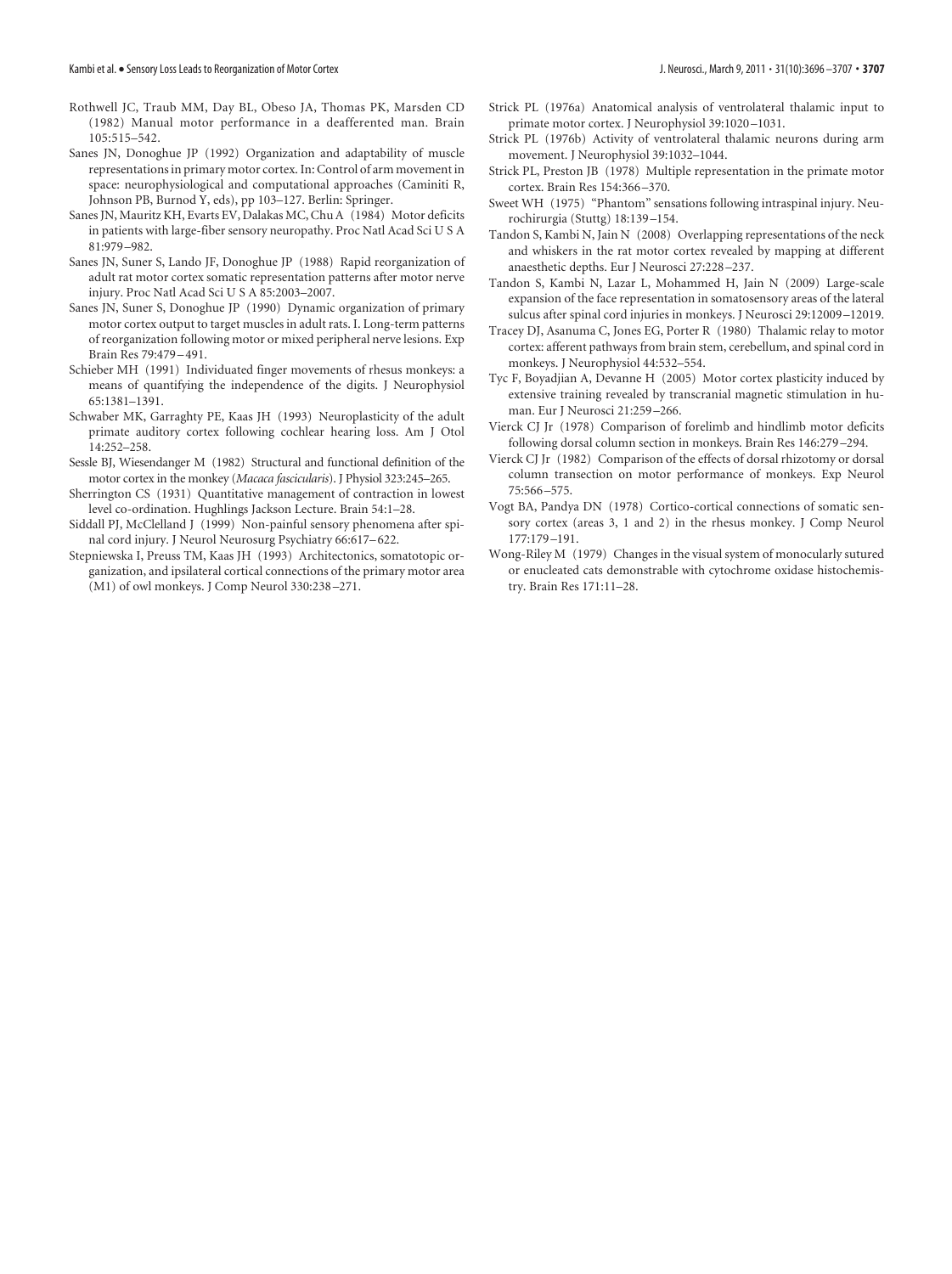Rothwell JC, Traub MM, Day BL, Obeso JA, Thomas PK, Marsden CD (1982) Manual motor performance in a deafferented man. Brain 105:515–542.

Sanes JN, Donoghue JP (1992) Organization and adaptability of muscle representations in primary motor cortex. In: Control of arm movement in space: neurophysiological and computational approaches (Caminiti R, Johnson PB, Burnod Y, eds), pp 103–127. Berlin: Springer.

Sanes JN, Mauritz KH, Evarts EV, Dalakas MC, Chu A (1984) Motor deficits in patients with large-fiber sensory neuropathy. Proc Natl Acad Sci U S A 81:979–982.

Sanes JN, Suner S, Lando JF, Donoghue JP (1988) Rapid reorganization of adult rat motor cortex somatic representation patterns after motor nerve injury. Proc Natl Acad Sci U S A 85:2003–2007.

Sanes JN, Suner S, Donoghue JP (1990) Dynamic organization of primary motor cortex output to target muscles in adult rats. I. Long-term patterns of reorganization following motor or mixed peripheral nerve lesions. Exp Brain Res 79:479–491.

Schieber MH (1991) Individuated finger movements of rhesus monkeys: a means of quantifying the independence of the digits. J Neurophysiol 65:1381–1391.

Schwaber MK, Garraghty PE, Kaas JH (1993) Neuroplasticity of the adult primate auditory cortex following cochlear hearing loss. Am J Otol 14:252–258.

Sessle BJ, Wiesendanger M (1982) Structural and functional definition of the motor cortex in the monkey (*Macaca fascicularis*). J Physiol 323:245–265.

Sherrington CS (1931) Quantitative management of contraction in lowest level co-ordination. Hughlings Jackson Lecture. Brain 54:1–28.

Siddall PJ, McClelland J (1999) Non-painful sensory phenomena after spinal cord injury. J Neurol Neurosurg Psychiatry 66:617–622.

Stepniewska I, Preuss TM, Kaas JH (1993) Architectonics, somatotopic organization, and ipsilateral cortical connections of the primary motor area (M1) of owl monkeys. J Comp Neurol 330:238–271.

Strick PL (1976a) Anatomical analysis of ventrolateral thalamic input to primate motor cortex. J Neurophysiol 39:1020–1031.

Strick PL (1976b) Activity of ventrolateral thalamic neurons during arm movement. J Neurophysiol 39:1032–1044.

Strick PL, Preston JB (1978) Multiple representation in the primate motor cortex. Brain Res 154:366–370.

Sweet WH (1975) "Phantom" sensations following intraspinal injury. Neurochirurgia (Stuttg) 18:139–154.

Tandon S, Kambi N, Jain N (2008) Overlapping representations of the neck and whiskers in the rat motor cortex revealed by mapping at different anaesthetic depths. Eur J Neurosci 27:228–237.

Tandon S, Kambi N, Lazar L, Mohammed H, Jain N (2009) Large-scale expansion of the face representation in somatosensory areas of the lateral sulcus after spinal cord injuries in monkeys. J Neurosci 29:12009–12019.

Tracey DJ, Asanuma C, Jones EG, Porter R (1980) Thalamic relay to motor cortex: afferent pathways from brain stem, cerebellum, and spinal cord in monkeys. J Neurophysiol 44:532–554.

Tyc F, Boyadjian A, Devanne H (2005) Motor cortex plasticity induced by extensive training revealed by transcranial magnetic stimulation in human. Eur J Neurosci 21:259–266.

Vierck CJ Jr (1978) Comparison of forelimb and hindlimb motor deficits following dorsal column section in monkeys. Brain Res 146:279–294.

Vierck CJ Jr (1982) Comparison of the effects of dorsal rhizotomy or dorsal column transection on motor performance of monkeys. Exp Neurol 75:566–575.

Vogt BA, Pandya DN (1978) Cortico-cortical connections of somatic sensory cortex (areas 3, 1 and 2) in the rhesus monkey. J Comp Neurol 177:179–191.

Wong-Riley M (1979) Changes in the visual system of monocularly sutured or enucleated cats demonstrable with cytochrome oxidase histochemistry. Brain Res 171:11–28.